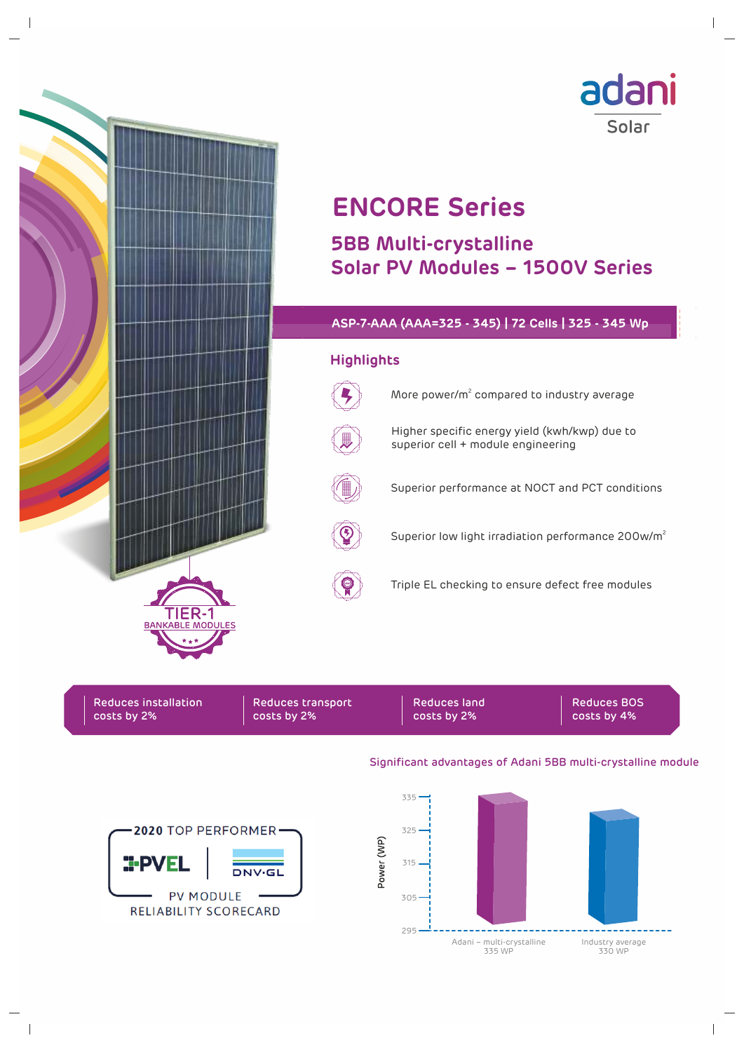adani Solar

# ENCORE Series

## 5BB Multi-crystalline Solar PV Modules – 1500V Series

**ASP-7-AAA (AAA=325 - 345) | 72 Cells | 325 - 345 Wp**

### Highlights

- More power/m$^2$ compared to industry average
- Higher specific energy yield (kwh/kwp) due to superior cell + module engineering
- Superior performance at NOCT and PCT conditions
- Superior low light irradiation performance 200w/m$^2$
- Triple EL checking to ensure defect free modules

TIER-1 BANKABLE MODULES

| Reduces installation costs by 2% | Reduces transport costs by 2% | Reduces land costs by 2% | Reduces BOS costs by 4% |
|---|---|---|---|

**Significant advantages of Adani 5BB multi-crystalline module**

Power (WP): 295, 305, 315, 325, 335

| | Power (WP) |
|---|---|
| Adani – multi-crystalline | 335 WP |
| Industry average | 330 WP |

2020 TOP PERFORMER

PVEL | DNV·GL

PV MODULE RELIABILITY SCORECARD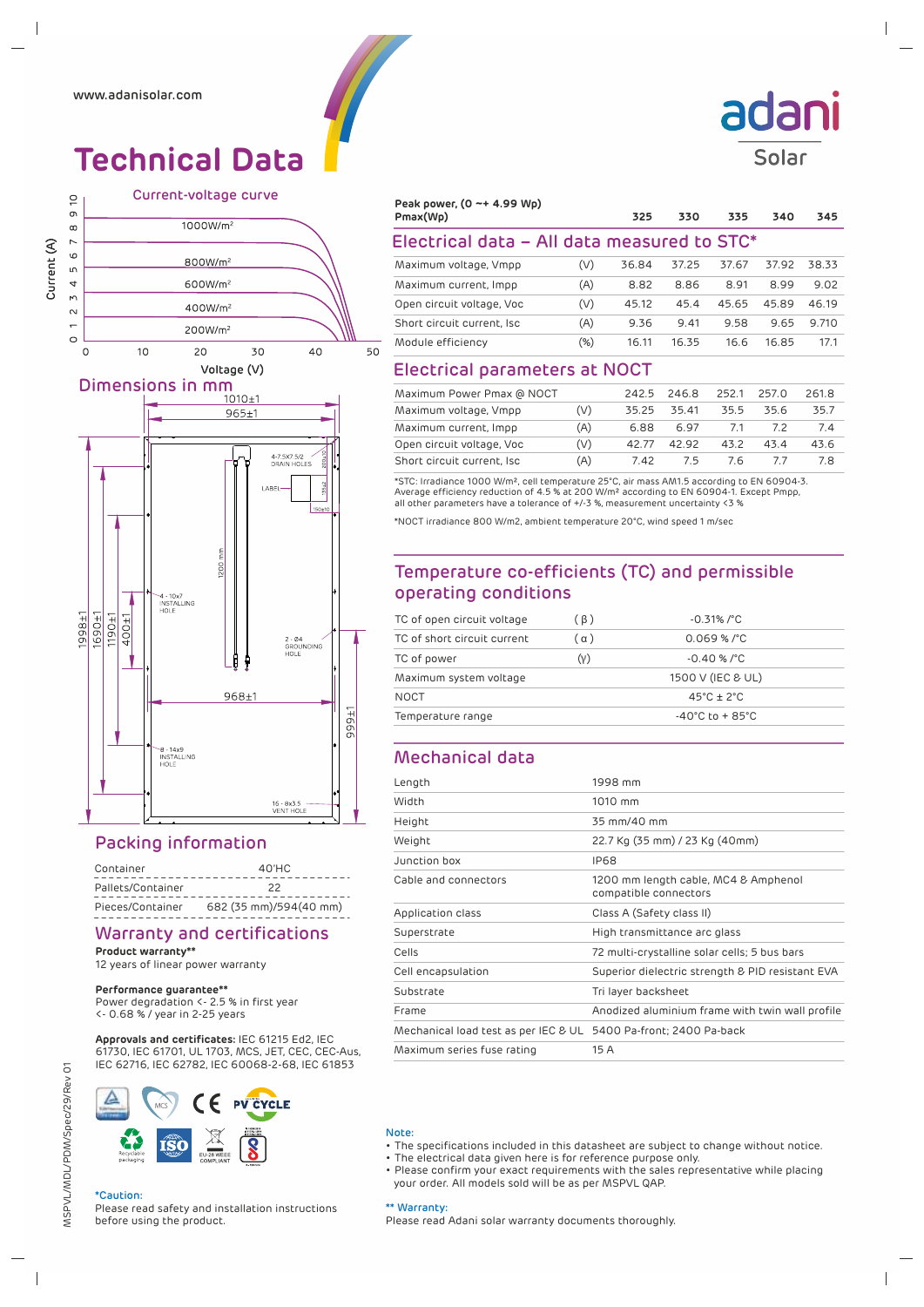www.adanisolar.com

# Technical Data

## Current-voltage curve

Current (A)

0 1 2 3 4 5 6 7 8 9 10

1000W/m²

800W/m²

600W/m²

400W/m²

200W/m²

0 10 20 30 40 50

Voltage (V)

## Dimensions in mm

1010±1

965±1

4-7.5X7.5/2 DRAIN HOLES

LABEL

1200 mm

4 - 10x7 INSTALLING HOLE

2 - Ø4 GROUNDING HOLE

968±1

8 - 14x9 INSTALLING HOLE

16 - 8x3.5 VENT HOLE

1998±1

1690±1

1190±1

400±1

999±1

## Packing information

| | |
|---|---|
| Container | 40'HC |
| Pallets/Container | 22 |
| Pieces/Container | 682 (35 mm)/594(40 mm) |

## Warranty and certifications

**Product warranty****
12 years of linear power warranty

**Performance guarantee****
Power degradation <- 2.5 % in first year
<- 0.68 % / year in 2-25 years

**Approvals and certificates:** IEC 61215 Ed2, IEC 61730, IEC 61701, UL 1703, MCS, JET, CEC, CEC-Aus, IEC 62716, IEC 62782, IEC 60068-2-68, IEC 61853

*Caution:
Please read safety and installation instructions before using the product.

| Peak power, (0 ~+ 4.99 Wp) Pmax(Wp) | | 325 | 330 | 335 | 340 | 345 |
|---|---|---|---|---|---|---|

## Electrical data – All data measured to STC*

| | | | | | | |
|---|---|---|---|---|---|---|
| Maximum voltage, Vmpp | (V) | 36.84 | 37.25 | 37.67 | 37.92 | 38.33 |
| Maximum current, Impp | (A) | 8.82 | 8.86 | 8.91 | 8.99 | 9.02 |
| Open circuit voltage, Voc | (V) | 45.12 | 45.4 | 45.65 | 45.89 | 46.19 |
| Short circuit current, Isc | (A) | 9.36 | 9.41 | 9.58 | 9.65 | 9.710 |
| Module efficiency | (%) | 16.11 | 16.35 | 16.6 | 16.85 | 17.1 |

## Electrical parameters at NOCT

| | | | | | | |
|---|---|---|---|---|---|---|
| Maximum Power Pmax @ NOCT | | 242.5 | 246.8 | 252.1 | 257.0 | 261.8 |
| Maximum voltage, Vmpp | (V) | 35.25 | 35.41 | 35.5 | 35.6 | 35.7 |
| Maximum current, Impp | (A) | 6.88 | 6.97 | 7.1 | 7.2 | 7.4 |
| Open circuit voltage, Voc | (V) | 42.77 | 42.92 | 43.2 | 43.4 | 43.6 |
| Short circuit current, Isc | (A) | 7.42 | 7.5 | 7.6 | 7.7 | 7.8 |

*STC: Irradiance 1000 W/m², cell temperature 25°C, air mass AM1.5 according to EN 60904-3. Average efficiency reduction of 4.5 % at 200 W/m² according to EN 60904-1. Except Pmpp, all other parameters have a tolerance of +/-3 %, measurement uncertainty <3 %

*NOCT irradiance 800 W/m2, ambient temperature 20°C, wind speed 1 m/sec

## Temperature co-efficients (TC) and permissible operating conditions

| | | |
|---|---|---|
| TC of open circuit voltage | (β) | -0.31% /°C |
| TC of short circuit current | (α) | 0.069 % /°C |
| TC of power | (γ) | -0.40 % /°C |
| Maximum system voltage | | 1500 V (IEC & UL) |
| NOCT | | 45°C ± 2°C |
| Temperature range | | -40°C to + 85°C |

## Mechanical data

| | |
|---|---|
| Length | 1998 mm |
| Width | 1010 mm |
| Height | 35 mm/40 mm |
| Weight | 22.7 Kg (35 mm) / 23 Kg (40mm) |
| Junction box | IP68 |
| Cable and connectors | 1200 mm length cable, MC4 & Amphenol compatible connectors |
| Application class | Class A (Safety class II) |
| Superstrate | High transmittance arc glass |
| Cells | 72 multi-crystalline solar cells; 5 bus bars |
| Cell encapsulation | Superior dielectric strength & PID resistant EVA |
| Substrate | Tri layer backsheet |
| Frame | Anodized aluminium frame with twin wall profile |
| Mechanical load test as per IEC & UL | 5400 Pa-front; 2400 Pa-back |
| Maximum series fuse rating | 15 A |

Note:
- The specifications included in this datasheet are subject to change without notice.
- The electrical data given here is for reference purpose only.
- Please confirm your exact requirements with the sales representative while placing your order. All models sold will be as per MSPVL QAP.

** Warranty:
Please read Adani solar warranty documents thoroughly.

MSPVL/MDL/PDM/Spec/29/Rev 01